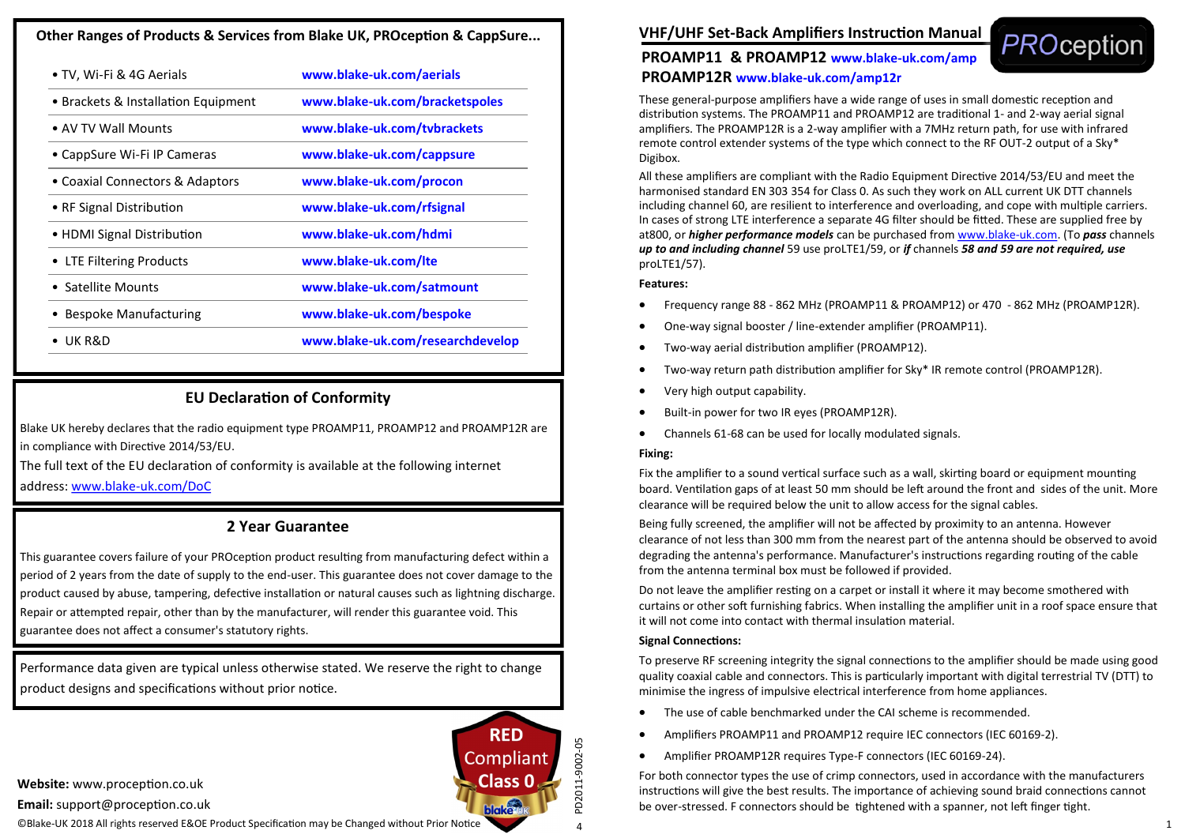## Other Ranges of Products & Services from Blake UK, PROception & CappSure...

| | |
|---|---|
| • TV, Wi-Fi & 4G Aerials | www.blake-uk.com/aerials |
| • Brackets & Installation Equipment | www.blake-uk.com/bracketspoles |
| • AV TV Wall Mounts | www.blake-uk.com/tvbrackets |
| • CappSure Wi-Fi IP Cameras | www.blake-uk.com/cappsure |
| • Coaxial Connectors & Adaptors | www.blake-uk.com/procon |
| • RF Signal Distribution | www.blake-uk.com/rfsignal |
| • HDMI Signal Distribution | www.blake-uk.com/hdmi |
| • LTE Filtering Products | www.blake-uk.com/lte |
| • Satellite Mounts | www.blake-uk.com/satmount |
| • Bespoke Manufacturing | www.blake-uk.com/bespoke |
| • UK R&D | www.blake-uk.com/researchdevelop |

## EU Declaration of Conformity

Blake UK hereby declares that the radio equipment type PROAMP11, PROAMP12 and PROAMP12R are in compliance with Directive 2014/53/EU.

The full text of the EU declaration of conformity is available at the following internet address: www.blake-uk.com/DoC

## 2 Year Guarantee

This guarantee covers failure of your PROception product resulting from manufacturing defect within a period of 2 years from the date of supply to the end-user. This guarantee does not cover damage to the product caused by abuse, tampering, defective installation or natural causes such as lightning discharge. Repair or attempted repair, other than by the manufacturer, will render this guarantee void. This guarantee does not affect a consumer's statutory rights.

Performance data given are typical unless otherwise stated. We reserve the right to change product designs and specifications without prior notice.

RED Compliant Class 0

**Website:** www.proception.co.uk

**Email:** support@proception.co.uk

©Blake-UK 2018 All rights reserved E&OE Product Specification may be Changed without Prior Notice

PD2011-9002-05

# VHF/UHF Set-Back Amplifiers Instruction Manual

PROception

**PROAMP11 & PROAMP12** www.blake-uk.com/amp

**PROAMP12R** www.blake-uk.com/amp12r

These general-purpose amplifiers have a wide range of uses in small domestic reception and distribution systems. The PROAMP11 and PROAMP12 are traditional 1- and 2-way aerial signal amplifiers. The PROAMP12R is a 2-way amplifier with a 7MHz return path, for use with infrared remote control extender systems of the type which connect to the RF OUT-2 output of a Sky* Digibox.

All these amplifiers are compliant with the Radio Equipment Directive 2014/53/EU and meet the harmonised standard EN 303 354 for Class 0. As such they work on ALL current UK DTT channels including channel 60, are resilient to interference and overloading, and cope with multiple carriers. In cases of strong LTE interference a separate 4G filter should be fitted. These are supplied free by at800, or ***higher performance models*** can be purchased from www.blake-uk.com. (To ***pass*** channels ***up to and including channel*** 59 use proLTE1/59, or ***if*** channels ***58 and 59 are not required, use*** proLTE1/57).

**Features:**

- Frequency range 88 - 862 MHz (PROAMP11 & PROAMP12) or 470 - 862 MHz (PROAMP12R).
- One-way signal booster / line-extender amplifier (PROAMP11).
- Two-way aerial distribution amplifier (PROAMP12).
- Two-way return path distribution amplifier for Sky* IR remote control (PROAMP12R).
- Very high output capability.
- Built-in power for two IR eyes (PROAMP12R).
- Channels 61-68 can be used for locally modulated signals.

**Fixing:**

Fix the amplifier to a sound vertical surface such as a wall, skirting board or equipment mounting board. Ventilation gaps of at least 50 mm should be left around the front and sides of the unit. More clearance will be required below the unit to allow access for the signal cables.

Being fully screened, the amplifier will not be affected by proximity to an antenna. However clearance of not less than 300 mm from the nearest part of the antenna should be observed to avoid degrading the amplifier's performance. Manufacturer's instructions regarding routing of the cable from the antenna terminal box must be followed if provided.

Do not leave the amplifier resting on a carpet or install it where it may become smothered with curtains or other soft furnishing fabrics. When installing the amplifier unit in a roof space ensure that it will not come into contact with thermal insulation material.

**Signal Connections:**

To preserve RF screening integrity the signal connections to the amplifier should be made using good quality coaxial cable and connectors. This is particularly important with digital terrestrial TV (DTT) to minimise the ingress of impulsive electrical interference from home appliances.

- The use of cable benchmarked under the CAI scheme is recommended.
- Amplifiers PROAMP11 and PROAMP12 require IEC connectors (IEC 60169-2).
- Amplifier PROAMP12R requires Type-F connectors (IEC 60169-24).

For both connector types the use of crimp connectors, used in accordance with the manufacturers instructions will give the best results. The importance of achieving sound braid connections cannot be over-stressed. F connectors should be tightened with a spanner, not left finger tight.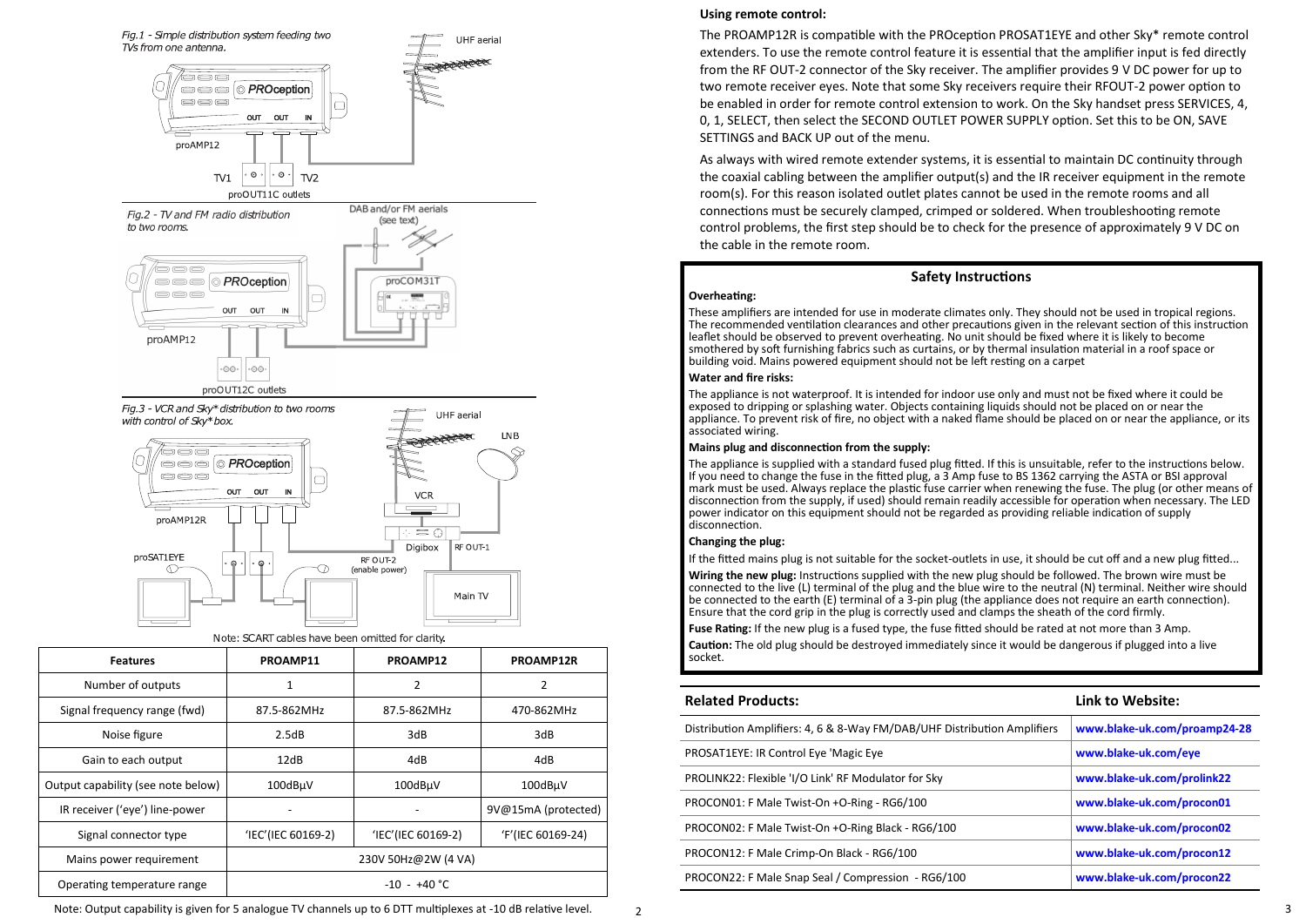*Fig.1 - Simple distribution system feeding two TVs from one antenna.*

UHF aerial

PROception

OUT OUT IN

proAMP12

TV1 TV2

proOUT11C outlets

*Fig.2 - TV and FM radio distribution to two rooms.*

DAB and/or FM aerials (see text)

PROception

OUT OUT IN

proCOM31T

proAMP12

proOUT12C outlets

*Fig.3 - VCR and Sky\* distribution to two rooms with control of Sky\* box.*

UHF aerial

LNB

PROception

OUT OUT IN

VCR

proAMP12R

Digibox RF OUT-1

proSAT1EYE

RF OUT-2 (enable power)

Main TV

Note: SCART cables have been omitted for clarity.

| Features | PROAMP11 | PROAMP12 | PROAMP12R |
|---|---|---|---|
| Number of outputs | 1 | 2 | 2 |
| Signal frequency range (fwd) | 87.5-862MHz | 87.5-862MHz | 470-862MHz |
| Noise figure | 2.5dB | 3dB | 3dB |
| Gain to each output | 12dB | 4dB | 4dB |
| Output capability (see note below) | 100dBμV | 100dBμV | 100dBμV |
| IR receiver ('eye') line-power | - | - | 9V@15mA (protected) |
| Signal connector type | 'IEC'(IEC 60169-2) | 'IEC'(IEC 60169-2) | 'F'(IEC 60169-24) |
| Mains power requirement | 230V 50Hz@2W (4 VA) | | |
| Operating temperature range | -10 - +40 °C | | |

Note: Output capability is given for 5 analogue TV channels up to 6 DTT multiplexes at -10 dB relative level.

**Using remote control:**

The PROAMP12R is compatible with the PROception PROSAT1EYE and other Sky\* remote control extenders. To use the remote control feature it is essential that the amplifier input is fed directly from the RF OUT-2 connector of the Sky receiver. The amplifier provides 9 V DC power for up to two remote receiver eyes. Note that some Sky receivers require their RFOUT-2 power option to be enabled in order for remote control extension to work. On the Sky handset press SERVICES, 4, 0, 1, SELECT, then select the SECOND OUTLET POWER SUPPLY option. Set this to be ON, SAVE SETTINGS and BACK UP out of the menu.

As always with wired remote extender systems, it is essential to maintain DC continuity through the coaxial cabling between the amplifier output(s) and the IR receiver equipment in the remote room(s). For this reason isolated outlet plates cannot be used in the remote rooms and all connections must be securely clamped, crimped or soldered. When troubleshooting remote control problems, the first step should be to check for the presence of approximately 9 V DC on the cable in the remote room.

## Safety Instructions

**Overheating:**

These amplifiers are intended for use in moderate climates only. They should not be used in tropical regions. The recommended ventilation clearances and other precautions given in the relevant section of this instruction leaflet should be observed to prevent overheating. No unit should be fixed where it is likely to become smothered by soft furnishing fabrics such as curtains, or by thermal insulation material in a roof space or building void. Mains powered equipment should not be left resting on a carpet

**Water and fire risks:**

The appliance is not waterproof. It is intended for indoor use only and must not be fixed where it could be exposed to dripping or splashing water. Objects containing liquids should not be placed on or near the appliance. To prevent risk of fire, no object with a naked flame should be placed on or near the appliance, or its associated wiring.

**Mains plug and disconnection from the supply:**

The appliance is supplied with a standard fused plug fitted. If this is unsuitable, refer to the instructions below. If you need to change the fuse in the fitted plug, a 3 Amp fuse to BS 1362 carrying the ASTA or BSI approval mark must be used. Always replace the plastic fuse carrier when renewing the fuse. The plug (or other means of disconnection from the supply, if used) should remain readily accessible for operation when necessary. The LED power indicator on this equipment should not be regarded as providing reliable indication of supply disconnection.

**Changing the plug:**

If the fitted mains plug is not suitable for the socket-outlets in use, it should be cut off and a new plug fitted...

**Wiring the new plug:** Instructions supplied with the new plug should be followed. The brown wire must be connected to the live (L) terminal of the plug and the blue wire to the neutral (N) terminal. Neither wire should be connected to the earth (E) terminal of a 3-pin plug (the appliance does not require an earth connection). Ensure that the cord grip in the plug is correctly used and clamps the sheath of the cord firmly.

**Fuse Rating:** If the new plug is a fused type, the fuse fitted should be rated at not more than 3 Amp.

**Caution:** The old plug should be destroyed immediately since it would be dangerous if plugged into a live socket.

| Related Products: | Link to Website: |
|---|---|
| Distribution Amplifiers: 4, 6 & 8-Way FM/DAB/UHF Distribution Amplifiers | www.blake-uk.com/proamp24-28 |
| PROSAT1EYE: IR Control Eye 'Magic Eye | www.blake-uk.com/eye |
| PROLINK22: Flexible 'I/O Link' RF Modulator for Sky | www.blake-uk.com/prolink22 |
| PROCON01: F Male Twist-On +O-Ring - RG6/100 | www.blake-uk.com/procon01 |
| PROCON02: F Male Twist-On +O-Ring Black - RG6/100 | www.blake-uk.com/procon02 |
| PROCON12: F Male Crimp-On Black - RG6/100 | www.blake-uk.com/procon12 |
| PROCON22: F Male Snap Seal / Compression - RG6/100 | www.blake-uk.com/procon22 |